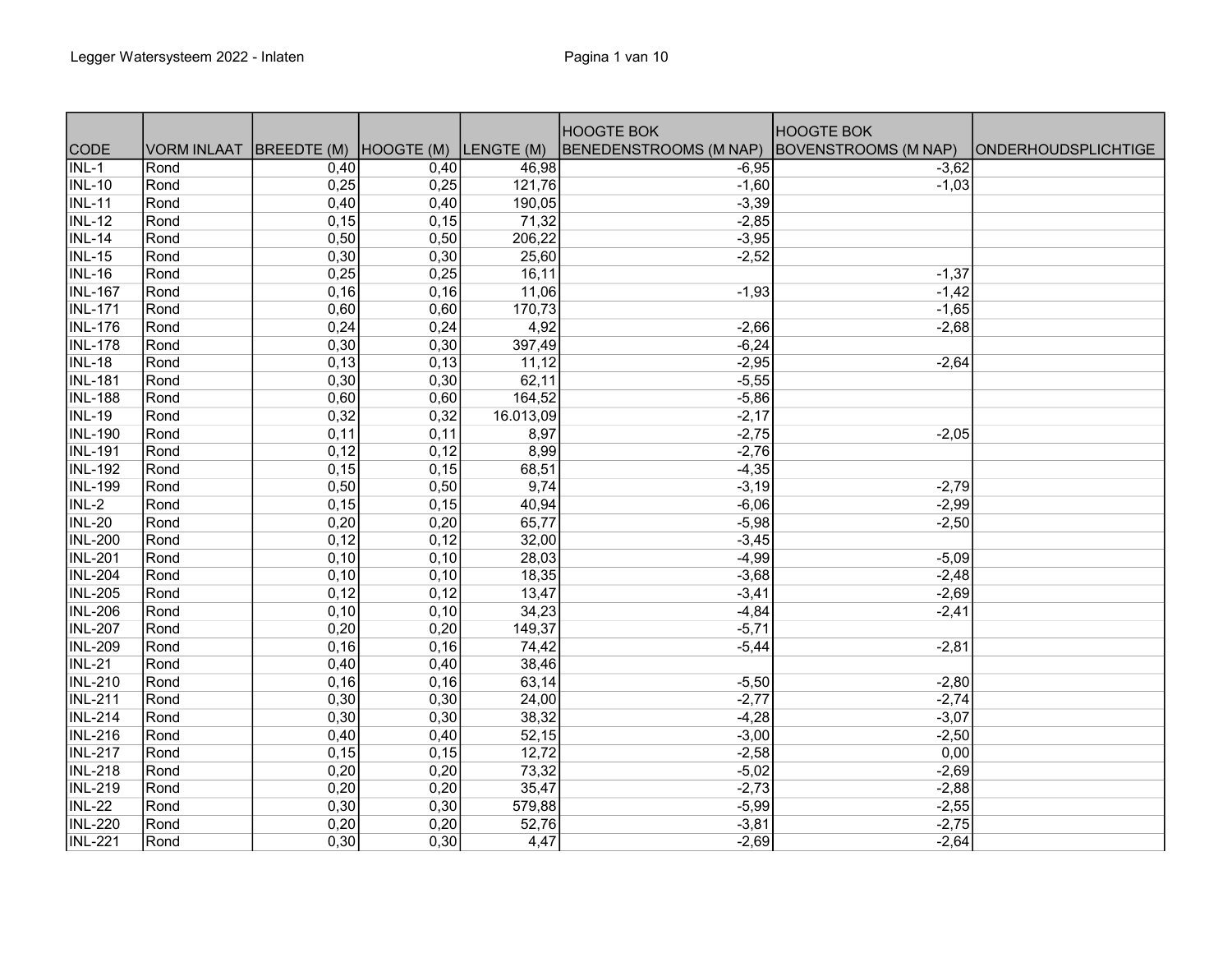| CODE | VORM INLAAT | BREEDTE (M) | HOOGTE (M) | LENGTE (M) | HOOGTE BOK BENEDENSTROOMS (M NAP) | HOOGTE BOK BOVENSTROOMS (M NAP) | ONDERHOUDSPLICHTIGE |
|---|---|---|---|---|---|---|---|
| INL-1 | Rond | 0,40 | 0,40 | 46,98 | -6,95 | -3,62 | |
| INL-10 | Rond | 0,25 | 0,25 | 121,76 | -1,60 | -1,03 | |
| INL-11 | Rond | 0,40 | 0,40 | 190,05 | -3,39 | | |
| INL-12 | Rond | 0,15 | 0,15 | 71,32 | -2,85 | | |
| INL-14 | Rond | 0,50 | 0,50 | 206,22 | -3,95 | | |
| INL-15 | Rond | 0,30 | 0,30 | 25,60 | -2,52 | | |
| INL-16 | Rond | 0,25 | 0,25 | 16,11 | | -1,37 | |
| INL-167 | Rond | 0,16 | 0,16 | 11,06 | -1,93 | -1,42 | |
| INL-171 | Rond | 0,60 | 0,60 | 170,73 | | -1,65 | |
| INL-176 | Rond | 0,24 | 0,24 | 4,92 | -2,66 | -2,68 | |
| INL-178 | Rond | 0,30 | 0,30 | 397,49 | -6,24 | | |
| INL-18 | Rond | 0,13 | 0,13 | 11,12 | -2,95 | -2,64 | |
| INL-181 | Rond | 0,30 | 0,30 | 62,11 | -5,55 | | |
| INL-188 | Rond | 0,60 | 0,60 | 164,52 | -5,86 | | |
| INL-19 | Rond | 0,32 | 0,32 | 16.013,09 | -2,17 | | |
| INL-190 | Rond | 0,11 | 0,11 | 8,97 | -2,75 | -2,05 | |
| INL-191 | Rond | 0,12 | 0,12 | 8,99 | -2,76 | | |
| INL-192 | Rond | 0,15 | 0,15 | 68,51 | -4,35 | | |
| INL-199 | Rond | 0,50 | 0,50 | 9,74 | -3,19 | -2,79 | |
| INL-2 | Rond | 0,15 | 0,15 | 40,94 | -6,06 | -2,99 | |
| INL-20 | Rond | 0,20 | 0,20 | 65,77 | -5,98 | -2,50 | |
| INL-200 | Rond | 0,12 | 0,12 | 32,00 | -3,45 | | |
| INL-201 | Rond | 0,10 | 0,10 | 28,03 | -4,99 | -5,09 | |
| INL-204 | Rond | 0,10 | 0,10 | 18,35 | -3,68 | -2,48 | |
| INL-205 | Rond | 0,12 | 0,12 | 13,47 | -3,41 | -2,69 | |
| INL-206 | Rond | 0,10 | 0,10 | 34,23 | -4,84 | -2,41 | |
| INL-207 | Rond | 0,20 | 0,20 | 149,37 | -5,71 | | |
| INL-209 | Rond | 0,16 | 0,16 | 74,42 | -5,44 | -2,81 | |
| INL-21 | Rond | 0,40 | 0,40 | 38,46 | | | |
| INL-210 | Rond | 0,16 | 0,16 | 63,14 | -5,50 | -2,80 | |
| INL-211 | Rond | 0,30 | 0,30 | 24,00 | -2,77 | -2,74 | |
| INL-214 | Rond | 0,30 | 0,30 | 38,32 | -4,28 | -3,07 | |
| INL-216 | Rond | 0,40 | 0,40 | 52,15 | -3,00 | -2,50 | |
| INL-217 | Rond | 0,15 | 0,15 | 12,72 | -2,58 | 0,00 | |
| INL-218 | Rond | 0,20 | 0,20 | 73,32 | -5,02 | -2,69 | |
| INL-219 | Rond | 0,20 | 0,20 | 35,47 | -2,73 | -2,88 | |
| INL-22 | Rond | 0,30 | 0,30 | 579,88 | -5,99 | -2,55 | |
| INL-220 | Rond | 0,20 | 0,20 | 52,76 | -3,81 | -2,75 | |
| INL-221 | Rond | 0,30 | 0,30 | 4,47 | -2,69 | -2,64 | |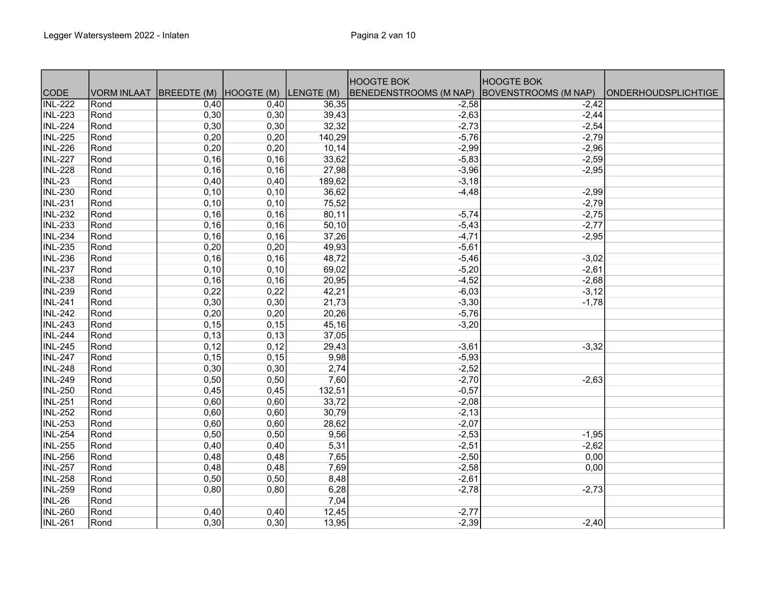| CODE | VORM INLAAT | BREEDTE (M) | HOOGTE (M) | LENGTE (M) | HOOGTE BOK BENEDENSTROOMS (M NAP) | HOOGTE BOK BOVENSTROOMS (M NAP) | ONDERHOUDSPLICHTIGE |
|---|---|---|---|---|---|---|---|
| INL-222 | Rond | 0,40 | 0,40 | 36,35 | -2,58 | -2,42 | |
| INL-223 | Rond | 0,30 | 0,30 | 39,43 | -2,63 | -2,44 | |
| INL-224 | Rond | 0,30 | 0,30 | 32,32 | -2,73 | -2,54 | |
| INL-225 | Rond | 0,20 | 0,20 | 140,29 | -5,76 | -2,79 | |
| INL-226 | Rond | 0,20 | 0,20 | 10,14 | -2,99 | -2,96 | |
| INL-227 | Rond | 0,16 | 0,16 | 33,62 | -5,83 | -2,59 | |
| INL-228 | Rond | 0,16 | 0,16 | 27,98 | -3,96 | -2,95 | |
| INL-23 | Rond | 0,40 | 0,40 | 189,62 | -3,18 | | |
| INL-230 | Rond | 0,10 | 0,10 | 36,62 | -4,48 | -2,99 | |
| INL-231 | Rond | 0,10 | 0,10 | 75,52 | | -2,79 | |
| INL-232 | Rond | 0,16 | 0,16 | 80,11 | -5,74 | -2,75 | |
| INL-233 | Rond | 0,16 | 0,16 | 50,10 | -5,43 | -2,77 | |
| INL-234 | Rond | 0,16 | 0,16 | 37,26 | -4,71 | -2,95 | |
| INL-235 | Rond | 0,20 | 0,20 | 49,93 | -5,61 | | |
| INL-236 | Rond | 0,16 | 0,16 | 48,72 | -5,46 | -3,02 | |
| INL-237 | Rond | 0,10 | 0,10 | 69,02 | -5,20 | -2,61 | |
| INL-238 | Rond | 0,16 | 0,16 | 20,95 | -4,52 | -2,68 | |
| INL-239 | Rond | 0,22 | 0,22 | 42,21 | -6,03 | -3,12 | |
| INL-241 | Rond | 0,30 | 0,30 | 21,73 | -3,30 | -1,78 | |
| INL-242 | Rond | 0,20 | 0,20 | 20,26 | -5,76 | | |
| INL-243 | Rond | 0,15 | 0,15 | 45,16 | -3,20 | | |
| INL-244 | Rond | 0,13 | 0,13 | 37,05 | | | |
| INL-245 | Rond | 0,12 | 0,12 | 29,43 | -3,61 | -3,32 | |
| INL-247 | Rond | 0,15 | 0,15 | 9,98 | -5,93 | | |
| INL-248 | Rond | 0,30 | 0,30 | 2,74 | -2,52 | | |
| INL-249 | Rond | 0,50 | 0,50 | 7,60 | -2,70 | -2,63 | |
| INL-250 | Rond | 0,45 | 0,45 | 132,51 | -0,57 | | |
| INL-251 | Rond | 0,60 | 0,60 | 33,72 | -2,08 | | |
| INL-252 | Rond | 0,60 | 0,60 | 30,79 | -2,13 | | |
| INL-253 | Rond | 0,60 | 0,60 | 28,62 | -2,07 | | |
| INL-254 | Rond | 0,50 | 0,50 | 9,56 | -2,53 | -1,95 | |
| INL-255 | Rond | 0,40 | 0,40 | 5,31 | -2,51 | -2,62 | |
| INL-256 | Rond | 0,48 | 0,48 | 7,65 | -2,50 | 0,00 | |
| INL-257 | Rond | 0,48 | 0,48 | 7,69 | -2,58 | 0,00 | |
| INL-258 | Rond | 0,50 | 0,50 | 8,48 | -2,61 | | |
| INL-259 | Rond | 0,80 | 0,80 | 6,28 | -2,78 | -2,73 | |
| INL-26 | Rond | | | 7,04 | | | |
| INL-260 | Rond | 0,40 | 0,40 | 12,45 | -2,77 | | |
| INL-261 | Rond | 0,30 | 0,30 | 13,95 | -2,39 | -2,40 | |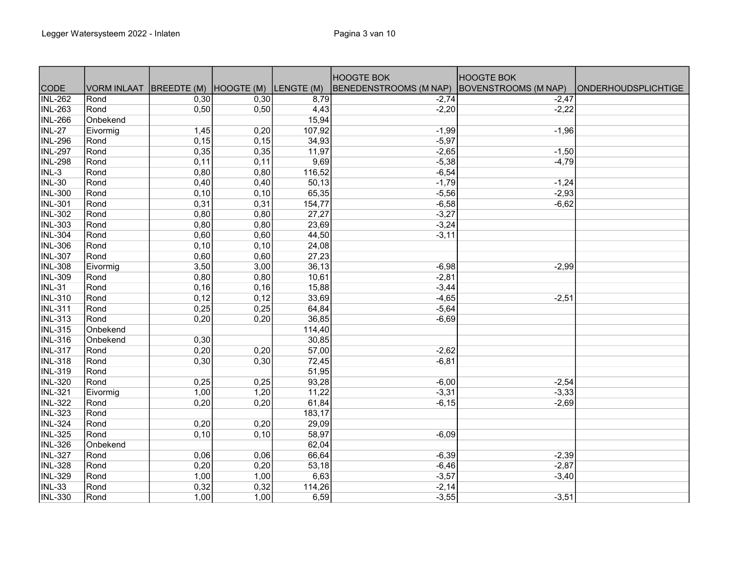| CODE | VORM INLAAT | BREEDTE (M) | HOOGTE (M) | LENGTE (M) | HOOGTE BOK BENEDENSTROOMS (M NAP) | HOOGTE BOK BOVENSTROOMS (M NAP) | ONDERHOUDSPLICHTIGE |
|---|---|---|---|---|---|---|---|
| INL-262 | Rond | 0,30 | 0,30 | 8,79 | -2,74 | -2,47 | |
| INL-263 | Rond | 0,50 | 0,50 | 4,43 | -2,20 | -2,22 | |
| INL-266 | Onbekend | | | 15,94 | | | |
| INL-27 | Eivormig | 1,45 | 0,20 | 107,92 | -1,99 | -1,96 | |
| INL-296 | Rond | 0,15 | 0,15 | 34,93 | -5,97 | | |
| INL-297 | Rond | 0,35 | 0,35 | 11,97 | -2,65 | -1,50 | |
| INL-298 | Rond | 0,11 | 0,11 | 9,69 | -5,38 | -4,79 | |
| INL-3 | Rond | 0,80 | 0,80 | 116,52 | -6,54 | | |
| INL-30 | Rond | 0,40 | 0,40 | 50,13 | -1,79 | -1,24 | |
| INL-300 | Rond | 0,10 | 0,10 | 65,35 | -5,56 | -2,93 | |
| INL-301 | Rond | 0,31 | 0,31 | 154,77 | -6,58 | -6,62 | |
| INL-302 | Rond | 0,80 | 0,80 | 27,27 | -3,27 | | |
| INL-303 | Rond | 0,80 | 0,80 | 23,69 | -3,24 | | |
| INL-304 | Rond | 0,60 | 0,60 | 44,50 | -3,11 | | |
| INL-306 | Rond | 0,10 | 0,10 | 24,08 | | | |
| INL-307 | Rond | 0,60 | 0,60 | 27,23 | | | |
| INL-308 | Eivormig | 3,50 | 3,00 | 36,13 | -6,98 | -2,99 | |
| INL-309 | Rond | 0,80 | 0,80 | 10,61 | -2,81 | | |
| INL-31 | Rond | 0,16 | 0,16 | 15,88 | -3,44 | | |
| INL-310 | Rond | 0,12 | 0,12 | 33,69 | -4,65 | -2,51 | |
| INL-311 | Rond | 0,25 | 0,25 | 64,84 | -5,64 | | |
| INL-313 | Rond | 0,20 | 0,20 | 36,85 | -6,69 | | |
| INL-315 | Onbekend | | | 114,40 | | | |
| INL-316 | Onbekend | 0,30 | | 30,85 | | | |
| INL-317 | Rond | 0,20 | 0,20 | 57,00 | -2,62 | | |
| INL-318 | Rond | 0,30 | 0,30 | 72,45 | -6,81 | | |
| INL-319 | Rond | | | 51,95 | | | |
| INL-320 | Rond | 0,25 | 0,25 | 93,28 | -6,00 | -2,54 | |
| INL-321 | Eivormig | 1,00 | 1,20 | 11,22 | -3,31 | -3,33 | |
| INL-322 | Rond | 0,20 | 0,20 | 61,84 | -6,15 | -2,69 | |
| INL-323 | Rond | | | 183,17 | | | |
| INL-324 | Rond | 0,20 | 0,20 | 29,09 | | | |
| INL-325 | Rond | 0,10 | 0,10 | 58,97 | -6,09 | | |
| INL-326 | Onbekend | | | 62,04 | | | |
| INL-327 | Rond | 0,06 | 0,06 | 66,64 | -6,39 | -2,39 | |
| INL-328 | Rond | 0,20 | 0,20 | 53,18 | -6,46 | -2,87 | |
| INL-329 | Rond | 1,00 | 1,00 | 6,63 | -3,57 | -3,40 | |
| INL-33 | Rond | 0,32 | 0,32 | 114,26 | -2,14 | | |
| INL-330 | Rond | 1,00 | 1,00 | 6,59 | -3,55 | -3,51 | |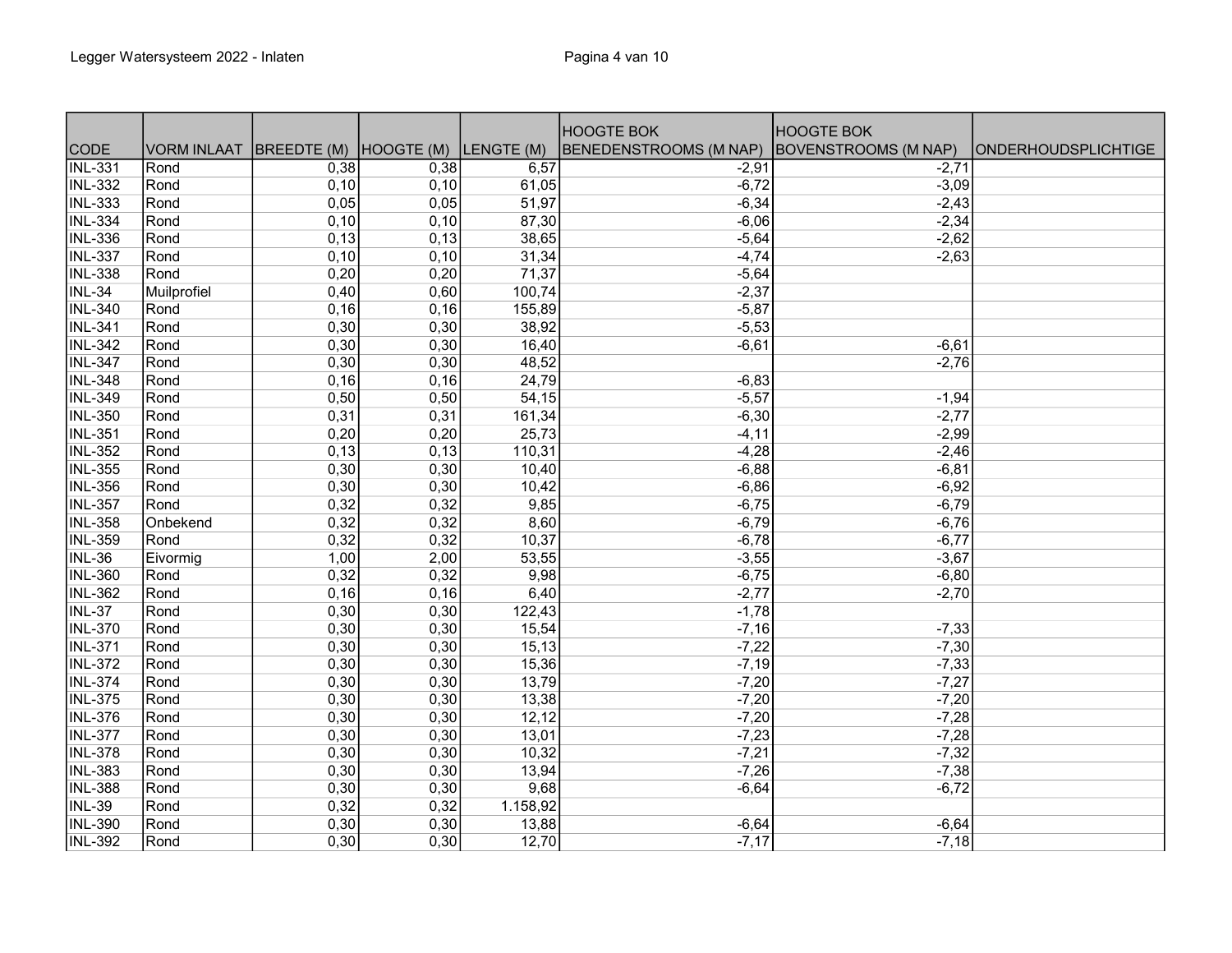| CODE | VORM INLAAT | BREEDTE (M) | HOOGTE (M) | LENGTE (M) | HOOGTE BOK BENEDENSTROOMS (M NAP) | HOOGTE BOK BOVENSTROOMS (M NAP) | ONDERHOUDSPLICHTIGE |
|---|---|---|---|---|---|---|---|
| INL-331 | Rond | 0,38 | 0,38 | 6,57 | -2,91 | -2,71 | |
| INL-332 | Rond | 0,10 | 0,10 | 61,05 | -6,72 | -3,09 | |
| INL-333 | Rond | 0,05 | 0,05 | 51,97 | -6,34 | -2,43 | |
| INL-334 | Rond | 0,10 | 0,10 | 87,30 | -6,06 | -2,34 | |
| INL-336 | Rond | 0,13 | 0,13 | 38,65 | -5,64 | -2,62 | |
| INL-337 | Rond | 0,10 | 0,10 | 31,34 | -4,74 | -2,63 | |
| INL-338 | Rond | 0,20 | 0,20 | 71,37 | -5,64 | | |
| INL-34 | Muilprofiel | 0,40 | 0,60 | 100,74 | -2,37 | | |
| INL-340 | Rond | 0,16 | 0,16 | 155,89 | -5,87 | | |
| INL-341 | Rond | 0,30 | 0,30 | 38,92 | -5,53 | | |
| INL-342 | Rond | 0,30 | 0,30 | 16,40 | -6,61 | -6,61 | |
| INL-347 | Rond | 0,30 | 0,30 | 48,52 | | -2,76 | |
| INL-348 | Rond | 0,16 | 0,16 | 24,79 | -6,83 | | |
| INL-349 | Rond | 0,50 | 0,50 | 54,15 | -5,57 | -1,94 | |
| INL-350 | Rond | 0,31 | 0,31 | 161,34 | -6,30 | -2,77 | |
| INL-351 | Rond | 0,20 | 0,20 | 25,73 | -4,11 | -2,99 | |
| INL-352 | Rond | 0,13 | 0,13 | 110,31 | -4,28 | -2,46 | |
| INL-355 | Rond | 0,30 | 0,30 | 10,40 | -6,88 | -6,81 | |
| INL-356 | Rond | 0,30 | 0,30 | 10,42 | -6,86 | -6,92 | |
| INL-357 | Rond | 0,32 | 0,32 | 9,85 | -6,75 | -6,79 | |
| INL-358 | Onbekend | 0,32 | 0,32 | 8,60 | -6,79 | -6,76 | |
| INL-359 | Rond | 0,32 | 0,32 | 10,37 | -6,78 | -6,77 | |
| INL-36 | Eivormig | 1,00 | 2,00 | 53,55 | -3,55 | -3,67 | |
| INL-360 | Rond | 0,32 | 0,32 | 9,98 | -6,75 | -6,80 | |
| INL-362 | Rond | 0,16 | 0,16 | 6,40 | -2,77 | -2,70 | |
| INL-37 | Rond | 0,30 | 0,30 | 122,43 | -1,78 | | |
| INL-370 | Rond | 0,30 | 0,30 | 15,54 | -7,16 | -7,33 | |
| INL-371 | Rond | 0,30 | 0,30 | 15,13 | -7,22 | -7,30 | |
| INL-372 | Rond | 0,30 | 0,30 | 15,36 | -7,19 | -7,33 | |
| INL-374 | Rond | 0,30 | 0,30 | 13,79 | -7,20 | -7,27 | |
| INL-375 | Rond | 0,30 | 0,30 | 13,38 | -7,20 | -7,20 | |
| INL-376 | Rond | 0,30 | 0,30 | 12,12 | -7,20 | -7,28 | |
| INL-377 | Rond | 0,30 | 0,30 | 13,01 | -7,23 | -7,28 | |
| INL-378 | Rond | 0,30 | 0,30 | 10,32 | -7,21 | -7,32 | |
| INL-383 | Rond | 0,30 | 0,30 | 13,94 | -7,26 | -7,38 | |
| INL-388 | Rond | 0,30 | 0,30 | 9,68 | -6,64 | -6,72 | |
| INL-39 | Rond | 0,32 | 0,32 | 1.158,92 | | | |
| INL-390 | Rond | 0,30 | 0,30 | 13,88 | -6,64 | -6,64 | |
| INL-392 | Rond | 0,30 | 0,30 | 12,70 | -7,17 | -7,18 | |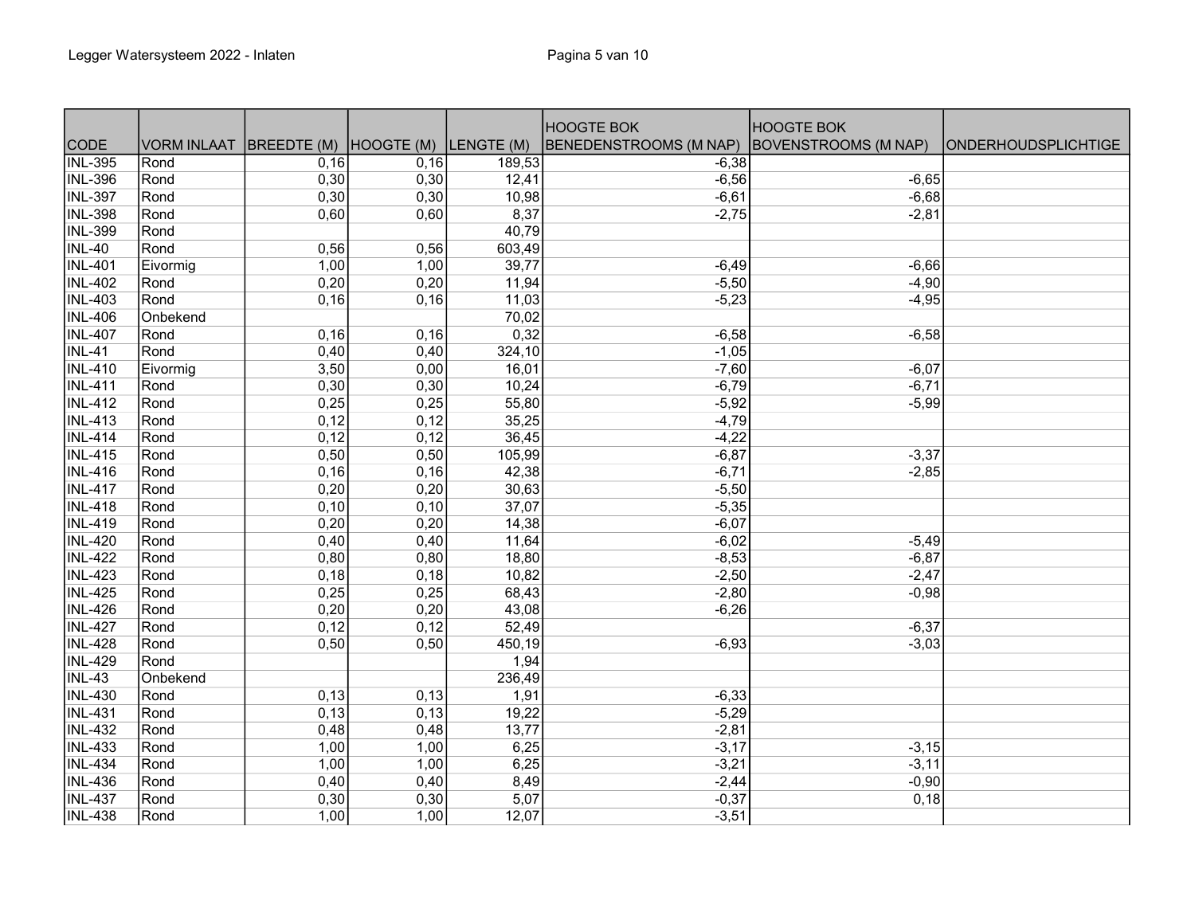| CODE | VORM INLAAT | BREEDTE (M) | HOOGTE (M) | LENGTE (M) | HOOGTE BOK BENEDENSTROOMS (M NAP) | HOOGTE BOK BOVENSTROOMS (M NAP) | ONDERHOUDSPLICHTIGE |
|---|---|---|---|---|---|---|---|
| INL-395 | Rond | 0,16 | 0,16 | 189,53 | -6,38 | | |
| INL-396 | Rond | 0,30 | 0,30 | 12,41 | -6,56 | -6,65 | |
| INL-397 | Rond | 0,30 | 0,30 | 10,98 | -6,61 | -6,68 | |
| INL-398 | Rond | 0,60 | 0,60 | 8,37 | -2,75 | -2,81 | |
| INL-399 | Rond | | | 40,79 | | | |
| INL-40 | Rond | 0,56 | 0,56 | 603,49 | | | |
| INL-401 | Eivormig | 1,00 | 1,00 | 39,77 | -6,49 | -6,66 | |
| INL-402 | Rond | 0,20 | 0,20 | 11,94 | -5,50 | -4,90 | |
| INL-403 | Rond | 0,16 | 0,16 | 11,03 | -5,23 | -4,95 | |
| INL-406 | Onbekend | | | 70,02 | | | |
| INL-407 | Rond | 0,16 | 0,16 | 0,32 | -6,58 | -6,58 | |
| INL-41 | Rond | 0,40 | 0,40 | 324,10 | -1,05 | | |
| INL-410 | Eivormig | 3,50 | 0,00 | 16,01 | -7,60 | -6,07 | |
| INL-411 | Rond | 0,30 | 0,30 | 10,24 | -6,79 | -6,71 | |
| INL-412 | Rond | 0,25 | 0,25 | 55,80 | -5,92 | -5,99 | |
| INL-413 | Rond | 0,12 | 0,12 | 35,25 | -4,79 | | |
| INL-414 | Rond | 0,12 | 0,12 | 36,45 | -4,22 | | |
| INL-415 | Rond | 0,50 | 0,50 | 105,99 | -6,87 | -3,37 | |
| INL-416 | Rond | 0,16 | 0,16 | 42,38 | -6,71 | -2,85 | |
| INL-417 | Rond | 0,20 | 0,20 | 30,63 | -5,50 | | |
| INL-418 | Rond | 0,10 | 0,10 | 37,07 | -5,35 | | |
| INL-419 | Rond | 0,20 | 0,20 | 14,38 | -6,07 | | |
| INL-420 | Rond | 0,40 | 0,40 | 11,64 | -6,02 | -5,49 | |
| INL-422 | Rond | 0,80 | 0,80 | 18,80 | -8,53 | -6,87 | |
| INL-423 | Rond | 0,18 | 0,18 | 10,82 | -2,50 | -2,47 | |
| INL-425 | Rond | 0,25 | 0,25 | 68,43 | -2,80 | -0,98 | |
| INL-426 | Rond | 0,20 | 0,20 | 43,08 | -6,26 | | |
| INL-427 | Rond | 0,12 | 0,12 | 52,49 | | -6,37 | |
| INL-428 | Rond | 0,50 | 0,50 | 450,19 | -6,93 | -3,03 | |
| INL-429 | Rond | | | 1,94 | | | |
| INL-43 | Onbekend | | | 236,49 | | | |
| INL-430 | Rond | 0,13 | 0,13 | 1,91 | -6,33 | | |
| INL-431 | Rond | 0,13 | 0,13 | 19,22 | -5,29 | | |
| INL-432 | Rond | 0,48 | 0,48 | 13,77 | -2,81 | | |
| INL-433 | Rond | 1,00 | 1,00 | 6,25 | -3,17 | -3,15 | |
| INL-434 | Rond | 1,00 | 1,00 | 6,25 | -3,21 | -3,11 | |
| INL-436 | Rond | 0,40 | 0,40 | 8,49 | -2,44 | -0,90 | |
| INL-437 | Rond | 0,30 | 0,30 | 5,07 | -0,37 | 0,18 | |
| INL-438 | Rond | 1,00 | 1,00 | 12,07 | -3,51 | | |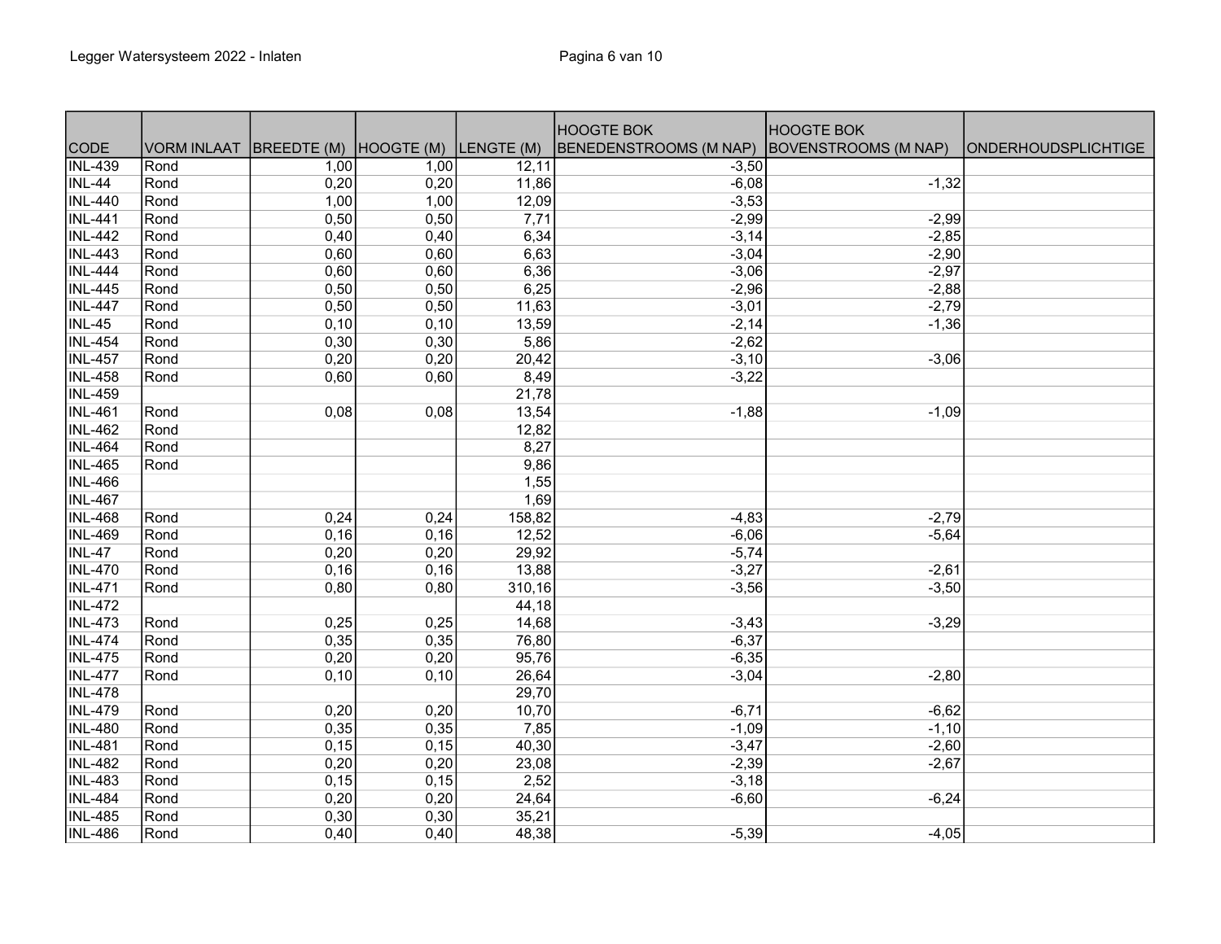| CODE | VORM INLAAT | BREEDTE (M) | HOOGTE (M) | LENGTE (M) | HOOGTE BOK BENEDENSTROOMS (M NAP) | HOOGTE BOK BOVENSTROOMS (M NAP) | ONDERHOUDSPLICHTIGE |
|---|---|---|---|---|---|---|---|
| INL-439 | Rond | 1,00 | 1,00 | 12,11 | -3,50 | | |
| INL-44 | Rond | 0,20 | 0,20 | 11,86 | -6,08 | -1,32 | |
| INL-440 | Rond | 1,00 | 1,00 | 12,09 | -3,53 | | |
| INL-441 | Rond | 0,50 | 0,50 | 7,71 | -2,99 | -2,99 | |
| INL-442 | Rond | 0,40 | 0,40 | 6,34 | -3,14 | -2,85 | |
| INL-443 | Rond | 0,60 | 0,60 | 6,63 | -3,04 | -2,90 | |
| INL-444 | Rond | 0,60 | 0,60 | 6,36 | -3,06 | -2,97 | |
| INL-445 | Rond | 0,50 | 0,50 | 6,25 | -2,96 | -2,88 | |
| INL-447 | Rond | 0,50 | 0,50 | 11,63 | -3,01 | -2,79 | |
| INL-45 | Rond | 0,10 | 0,10 | 13,59 | -2,14 | -1,36 | |
| INL-454 | Rond | 0,30 | 0,30 | 5,86 | -2,62 | | |
| INL-457 | Rond | 0,20 | 0,20 | 20,42 | -3,10 | -3,06 | |
| INL-458 | Rond | 0,60 | 0,60 | 8,49 | -3,22 | | |
| INL-459 | | | | 21,78 | | | |
| INL-461 | Rond | 0,08 | 0,08 | 13,54 | -1,88 | -1,09 | |
| INL-462 | Rond | | | 12,82 | | | |
| INL-464 | Rond | | | 8,27 | | | |
| INL-465 | Rond | | | 9,86 | | | |
| INL-466 | | | | 1,55 | | | |
| INL-467 | | | | 1,69 | | | |
| INL-468 | Rond | 0,24 | 0,24 | 158,82 | -4,83 | -2,79 | |
| INL-469 | Rond | 0,16 | 0,16 | 12,52 | -6,06 | -5,64 | |
| INL-47 | Rond | 0,20 | 0,20 | 29,92 | -5,74 | | |
| INL-470 | Rond | 0,16 | 0,16 | 13,88 | -3,27 | -2,61 | |
| INL-471 | Rond | 0,80 | 0,80 | 310,16 | -3,56 | -3,50 | |
| INL-472 | | | | 44,18 | | | |
| INL-473 | Rond | 0,25 | 0,25 | 14,68 | -3,43 | -3,29 | |
| INL-474 | Rond | 0,35 | 0,35 | 76,80 | -6,37 | | |
| INL-475 | Rond | 0,20 | 0,20 | 95,76 | -6,35 | | |
| INL-477 | Rond | 0,10 | 0,10 | 26,64 | -3,04 | -2,80 | |
| INL-478 | | | | 29,70 | | | |
| INL-479 | Rond | 0,20 | 0,20 | 10,70 | -6,71 | -6,62 | |
| INL-480 | Rond | 0,35 | 0,35 | 7,85 | -1,09 | -1,10 | |
| INL-481 | Rond | 0,15 | 0,15 | 40,30 | -3,47 | -2,60 | |
| INL-482 | Rond | 0,20 | 0,20 | 23,08 | -2,39 | -2,67 | |
| INL-483 | Rond | 0,15 | 0,15 | 2,52 | -3,18 | | |
| INL-484 | Rond | 0,20 | 0,20 | 24,64 | -6,60 | -6,24 | |
| INL-485 | Rond | 0,30 | 0,30 | 35,21 | | | |
| INL-486 | Rond | 0,40 | 0,40 | 48,38 | -5,39 | -4,05 | |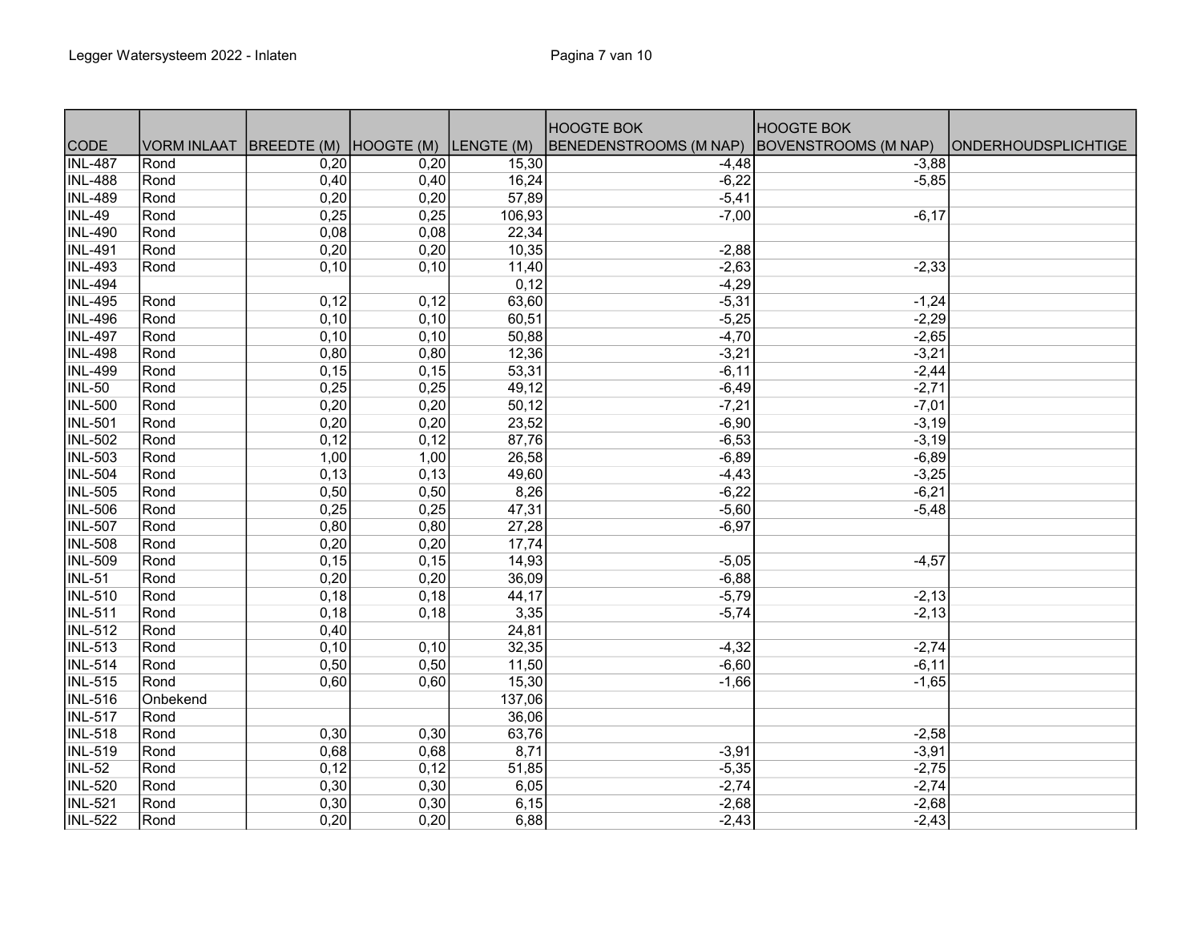| CODE | VORM INLAAT | BREEDTE (M) | HOOGTE (M) | LENGTE (M) | HOOGTE BOK BENEDENSTROOMS (M NAP) | HOOGTE BOK BOVENSTROOMS (M NAP) | ONDERHOUDSPLICHTIGE |
|---|---|---|---|---|---|---|---|
| INL-487 | Rond | 0,20 | 0,20 | 15,30 | -4,48 | -3,88 | |
| INL-488 | Rond | 0,40 | 0,40 | 16,24 | -6,22 | -5,85 | |
| INL-489 | Rond | 0,20 | 0,20 | 57,89 | -5,41 | | |
| INL-49 | Rond | 0,25 | 0,25 | 106,93 | -7,00 | -6,17 | |
| INL-490 | Rond | 0,08 | 0,08 | 22,34 | | | |
| INL-491 | Rond | 0,20 | 0,20 | 10,35 | -2,88 | | |
| INL-493 | Rond | 0,10 | 0,10 | 11,40 | -2,63 | -2,33 | |
| INL-494 | | | | 0,12 | -4,29 | | |
| INL-495 | Rond | 0,12 | 0,12 | 63,60 | -5,31 | -1,24 | |
| INL-496 | Rond | 0,10 | 0,10 | 60,51 | -5,25 | -2,29 | |
| INL-497 | Rond | 0,10 | 0,10 | 50,88 | -4,70 | -2,65 | |
| INL-498 | Rond | 0,80 | 0,80 | 12,36 | -3,21 | -3,21 | |
| INL-499 | Rond | 0,15 | 0,15 | 53,31 | -6,11 | -2,44 | |
| INL-50 | Rond | 0,25 | 0,25 | 49,12 | -6,49 | -2,71 | |
| INL-500 | Rond | 0,20 | 0,20 | 50,12 | -7,21 | -7,01 | |
| INL-501 | Rond | 0,20 | 0,20 | 23,52 | -6,90 | -3,19 | |
| INL-502 | Rond | 0,12 | 0,12 | 87,76 | -6,53 | -3,19 | |
| INL-503 | Rond | 1,00 | 1,00 | 26,58 | -6,89 | -6,89 | |
| INL-504 | Rond | 0,13 | 0,13 | 49,60 | -4,43 | -3,25 | |
| INL-505 | Rond | 0,50 | 0,50 | 8,26 | -6,22 | -6,21 | |
| INL-506 | Rond | 0,25 | 0,25 | 47,31 | -5,60 | -5,48 | |
| INL-507 | Rond | 0,80 | 0,80 | 27,28 | -6,97 | | |
| INL-508 | Rond | 0,20 | 0,20 | 17,74 | | | |
| INL-509 | Rond | 0,15 | 0,15 | 14,93 | -5,05 | -4,57 | |
| INL-51 | Rond | 0,20 | 0,20 | 36,09 | -6,88 | | |
| INL-510 | Rond | 0,18 | 0,18 | 44,17 | -5,79 | -2,13 | |
| INL-511 | Rond | 0,18 | 0,18 | 3,35 | -5,74 | -2,13 | |
| INL-512 | Rond | 0,40 | | 24,81 | | | |
| INL-513 | Rond | 0,10 | 0,10 | 32,35 | -4,32 | -2,74 | |
| INL-514 | Rond | 0,50 | 0,50 | 11,50 | -6,60 | -6,11 | |
| INL-515 | Rond | 0,60 | 0,60 | 15,30 | -1,66 | -1,65 | |
| INL-516 | Onbekend | | | 137,06 | | | |
| INL-517 | Rond | | | 36,06 | | | |
| INL-518 | Rond | 0,30 | 0,30 | 63,76 | | -2,58 | |
| INL-519 | Rond | 0,68 | 0,68 | 8,71 | -3,91 | -3,91 | |
| INL-52 | Rond | 0,12 | 0,12 | 51,85 | -5,35 | -2,75 | |
| INL-520 | Rond | 0,30 | 0,30 | 6,05 | -2,74 | -2,74 | |
| INL-521 | Rond | 0,30 | 0,30 | 6,15 | -2,68 | -2,68 | |
| INL-522 | Rond | 0,20 | 0,20 | 6,88 | -2,43 | -2,43 | |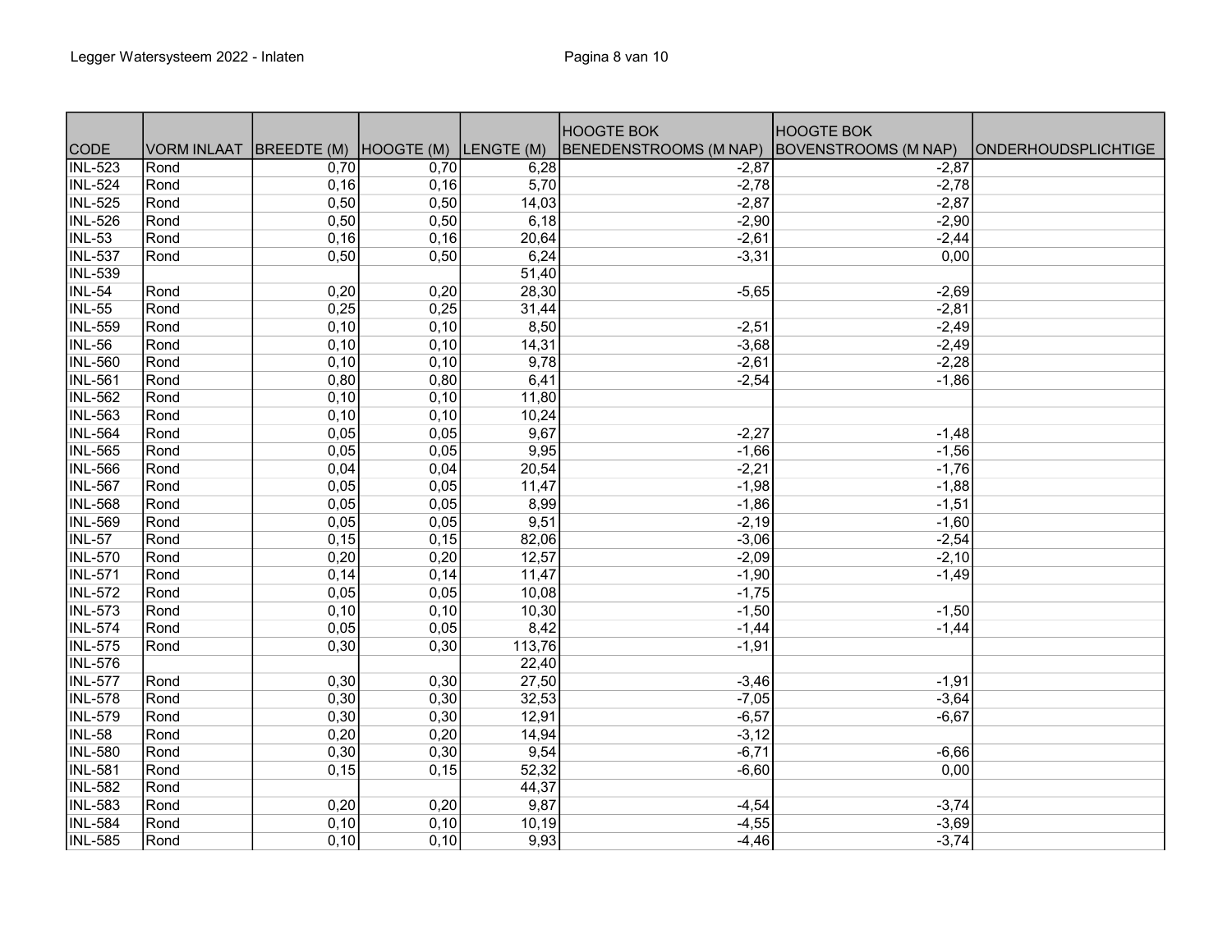| CODE | VORM INLAAT | BREEDTE (M) | HOOGTE (M) | LENGTE (M) | HOOGTE BOK BENEDENSTROOMS (M NAP) | HOOGTE BOK BOVENSTROOMS (M NAP) | ONDERHOUDSPLICHTIGE |
|---|---|---|---|---|---|---|---|
| INL-523 | Rond | 0,70 | 0,70 | 6,28 | -2,87 | -2,87 | |
| INL-524 | Rond | 0,16 | 0,16 | 5,70 | -2,78 | -2,78 | |
| INL-525 | Rond | 0,50 | 0,50 | 14,03 | -2,87 | -2,87 | |
| INL-526 | Rond | 0,50 | 0,50 | 6,18 | -2,90 | -2,90 | |
| INL-53 | Rond | 0,16 | 0,16 | 20,64 | -2,61 | -2,44 | |
| INL-537 | Rond | 0,50 | 0,50 | 6,24 | -3,31 | 0,00 | |
| INL-539 | | | | 51,40 | | | |
| INL-54 | Rond | 0,20 | 0,20 | 28,30 | -5,65 | -2,69 | |
| INL-55 | Rond | 0,25 | 0,25 | 31,44 | | -2,81 | |
| INL-559 | Rond | 0,10 | 0,10 | 8,50 | -2,51 | -2,49 | |
| INL-56 | Rond | 0,10 | 0,10 | 14,31 | -3,68 | -2,49 | |
| INL-560 | Rond | 0,10 | 0,10 | 9,78 | -2,61 | -2,28 | |
| INL-561 | Rond | 0,80 | 0,80 | 6,41 | -2,54 | -1,86 | |
| INL-562 | Rond | 0,10 | 0,10 | 11,80 | | | |
| INL-563 | Rond | 0,10 | 0,10 | 10,24 | | | |
| INL-564 | Rond | 0,05 | 0,05 | 9,67 | -2,27 | -1,48 | |
| INL-565 | Rond | 0,05 | 0,05 | 9,95 | -1,66 | -1,56 | |
| INL-566 | Rond | 0,04 | 0,04 | 20,54 | -2,21 | -1,76 | |
| INL-567 | Rond | 0,05 | 0,05 | 11,47 | -1,98 | -1,88 | |
| INL-568 | Rond | 0,05 | 0,05 | 8,99 | -1,86 | -1,51 | |
| INL-569 | Rond | 0,05 | 0,05 | 9,51 | -2,19 | -1,60 | |
| INL-57 | Rond | 0,15 | 0,15 | 82,06 | -3,06 | -2,54 | |
| INL-570 | Rond | 0,20 | 0,20 | 12,57 | -2,09 | -2,10 | |
| INL-571 | Rond | 0,14 | 0,14 | 11,47 | -1,90 | -1,49 | |
| INL-572 | Rond | 0,05 | 0,05 | 10,08 | -1,75 | | |
| INL-573 | Rond | 0,10 | 0,10 | 10,30 | -1,50 | -1,50 | |
| INL-574 | Rond | 0,05 | 0,05 | 8,42 | -1,44 | -1,44 | |
| INL-575 | Rond | 0,30 | 0,30 | 113,76 | -1,91 | | |
| INL-576 | | | | 22,40 | | | |
| INL-577 | Rond | 0,30 | 0,30 | 27,50 | -3,46 | -1,91 | |
| INL-578 | Rond | 0,30 | 0,30 | 32,53 | -7,05 | -3,64 | |
| INL-579 | Rond | 0,30 | 0,30 | 12,91 | -6,57 | -6,67 | |
| INL-58 | Rond | 0,20 | 0,20 | 14,94 | -3,12 | | |
| INL-580 | Rond | 0,30 | 0,30 | 9,54 | -6,71 | -6,66 | |
| INL-581 | Rond | 0,15 | 0,15 | 52,32 | -6,60 | 0,00 | |
| INL-582 | Rond | | | 44,37 | | | |
| INL-583 | Rond | 0,20 | 0,20 | 9,87 | -4,54 | -3,74 | |
| INL-584 | Rond | 0,10 | 0,10 | 10,19 | -4,55 | -3,69 | |
| INL-585 | Rond | 0,10 | 0,10 | 9,93 | -4,46 | -3,74 | |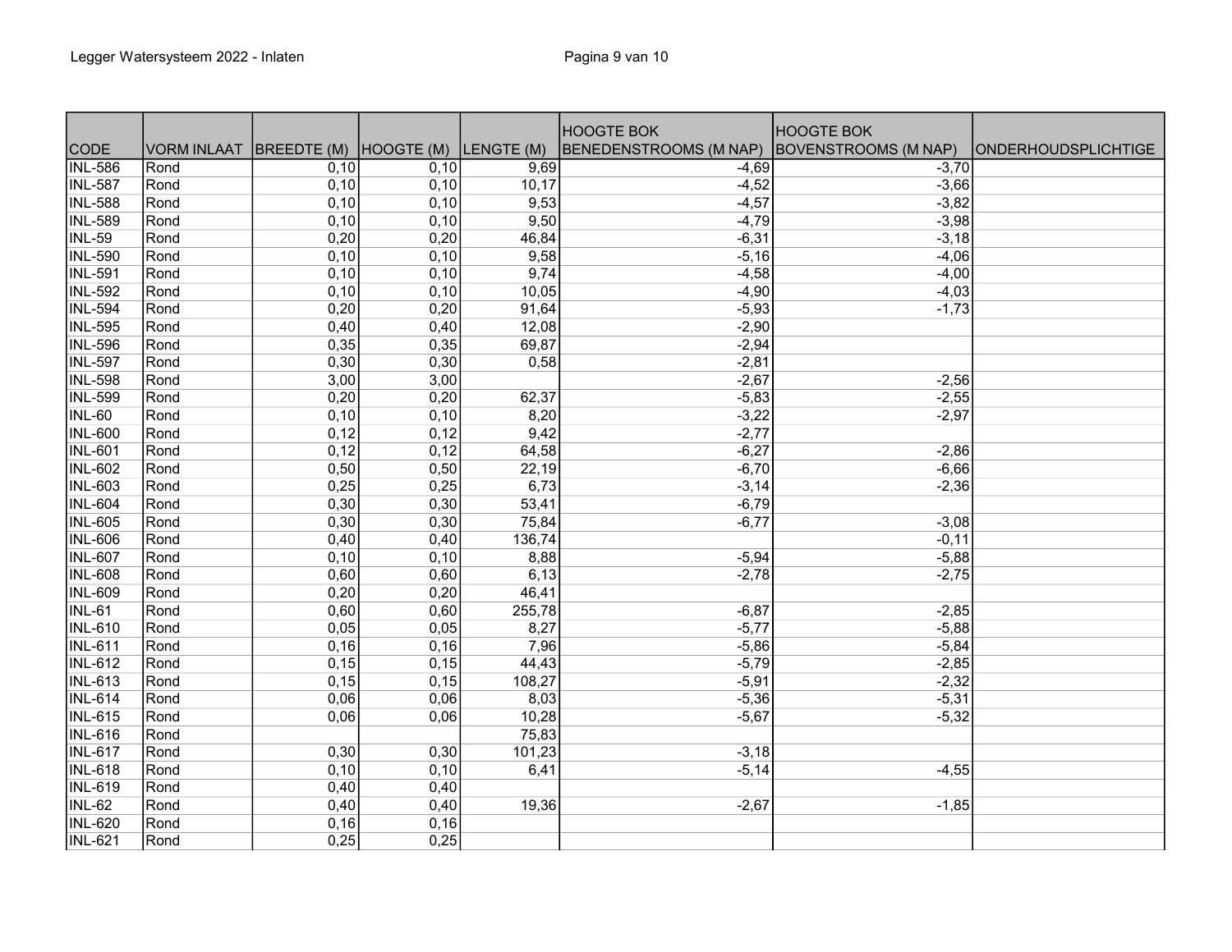| CODE | VORM INLAAT | BREEDTE (M) | HOOGTE (M) | LENGTE (M) | HOOGTE BOK BENEDENSTROOMS (M NAP) | HOOGTE BOK BOVENSTROOMS (M NAP) | ONDERHOUDSPLICHTIGE |
|---|---|---|---|---|---|---|---|
| INL-586 | Rond | 0,10 | 0,10 | 9,69 | -4,69 | -3,70 | |
| INL-587 | Rond | 0,10 | 0,10 | 10,17 | -4,52 | -3,66 | |
| INL-588 | Rond | 0,10 | 0,10 | 9,53 | -4,57 | -3,82 | |
| INL-589 | Rond | 0,10 | 0,10 | 9,50 | -4,79 | -3,98 | |
| INL-59 | Rond | 0,20 | 0,20 | 46,84 | -6,31 | -3,18 | |
| INL-590 | Rond | 0,10 | 0,10 | 9,58 | -5,16 | -4,06 | |
| INL-591 | Rond | 0,10 | 0,10 | 9,74 | -4,58 | -4,00 | |
| INL-592 | Rond | 0,10 | 0,10 | 10,05 | -4,90 | -4,03 | |
| INL-594 | Rond | 0,20 | 0,20 | 91,64 | -5,93 | -1,73 | |
| INL-595 | Rond | 0,40 | 0,40 | 12,08 | -2,90 | | |
| INL-596 | Rond | 0,35 | 0,35 | 69,87 | -2,94 | | |
| INL-597 | Rond | 0,30 | 0,30 | 0,58 | -2,81 | | |
| INL-598 | Rond | 3,00 | 3,00 | | -2,67 | -2,56 | |
| INL-599 | Rond | 0,20 | 0,20 | 62,37 | -5,83 | -2,55 | |
| INL-60 | Rond | 0,10 | 0,10 | 8,20 | -3,22 | -2,97 | |
| INL-600 | Rond | 0,12 | 0,12 | 9,42 | -2,77 | | |
| INL-601 | Rond | 0,12 | 0,12 | 64,58 | -6,27 | -2,86 | |
| INL-602 | Rond | 0,50 | 0,50 | 22,19 | -6,70 | -6,66 | |
| INL-603 | Rond | 0,25 | 0,25 | 6,73 | -3,14 | -2,36 | |
| INL-604 | Rond | 0,30 | 0,30 | 53,41 | -6,79 | | |
| INL-605 | Rond | 0,30 | 0,30 | 75,84 | -6,77 | -3,08 | |
| INL-606 | Rond | 0,40 | 0,40 | 136,74 | | -0,11 | |
| INL-607 | Rond | 0,10 | 0,10 | 8,88 | -5,94 | -5,88 | |
| INL-608 | Rond | 0,60 | 0,60 | 6,13 | -2,78 | -2,75 | |
| INL-609 | Rond | 0,20 | 0,20 | 46,41 | | | |
| INL-61 | Rond | 0,60 | 0,60 | 255,78 | -6,87 | -2,85 | |
| INL-610 | Rond | 0,05 | 0,05 | 8,27 | -5,77 | -5,88 | |
| INL-611 | Rond | 0,16 | 0,16 | 7,96 | -5,86 | -5,84 | |
| INL-612 | Rond | 0,15 | 0,15 | 44,43 | -5,79 | -2,85 | |
| INL-613 | Rond | 0,15 | 0,15 | 108,27 | -5,91 | -2,32 | |
| INL-614 | Rond | 0,06 | 0,06 | 8,03 | -5,36 | -5,31 | |
| INL-615 | Rond | 0,06 | 0,06 | 10,28 | -5,67 | -5,32 | |
| INL-616 | Rond | | | 75,83 | | | |
| INL-617 | Rond | 0,30 | 0,30 | 101,23 | -3,18 | | |
| INL-618 | Rond | 0,10 | 0,10 | 6,41 | -5,14 | -4,55 | |
| INL-619 | Rond | 0,40 | 0,40 | | | | |
| INL-62 | Rond | 0,40 | 0,40 | 19,36 | -2,67 | -1,85 | |
| INL-620 | Rond | 0,16 | 0,16 | | | | |
| INL-621 | Rond | 0,25 | 0,25 | | | | |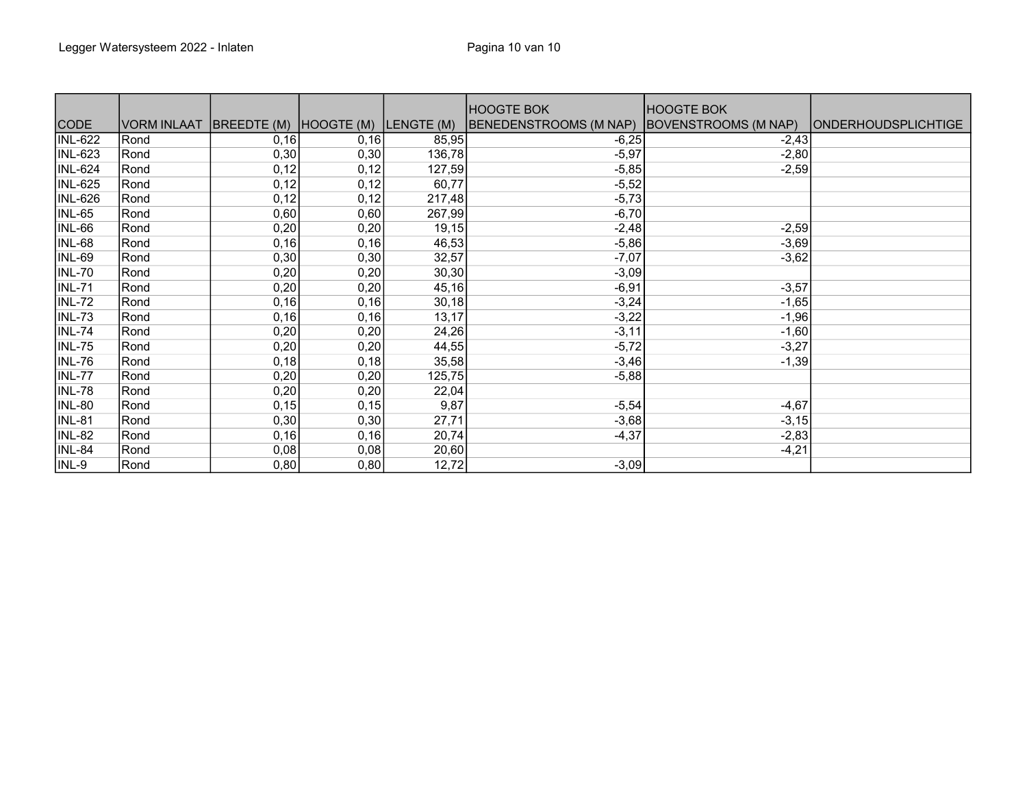| CODE | VORM INLAAT | BREEDTE (M) | HOOGTE (M) | LENGTE (M) | HOOGTE BOK BENEDENSTROOMS (M NAP) | HOOGTE BOK BOVENSTROOMS (M NAP) | ONDERHOUDSPLICHTIGE |
|---|---|---|---|---|---|---|---|
| INL-622 | Rond | 0,16 | 0,16 | 85,95 | -6,25 | -2,43 | |
| INL-623 | Rond | 0,30 | 0,30 | 136,78 | -5,97 | -2,80 | |
| INL-624 | Rond | 0,12 | 0,12 | 127,59 | -5,85 | -2,59 | |
| INL-625 | Rond | 0,12 | 0,12 | 60,77 | -5,52 | | |
| INL-626 | Rond | 0,12 | 0,12 | 217,48 | -5,73 | | |
| INL-65 | Rond | 0,60 | 0,60 | 267,99 | -6,70 | | |
| INL-66 | Rond | 0,20 | 0,20 | 19,15 | -2,48 | -2,59 | |
| INL-68 | Rond | 0,16 | 0,16 | 46,53 | -5,86 | -3,69 | |
| INL-69 | Rond | 0,30 | 0,30 | 32,57 | -7,07 | -3,62 | |
| INL-70 | Rond | 0,20 | 0,20 | 30,30 | -3,09 | | |
| INL-71 | Rond | 0,20 | 0,20 | 45,16 | -6,91 | -3,57 | |
| INL-72 | Rond | 0,16 | 0,16 | 30,18 | -3,24 | -1,65 | |
| INL-73 | Rond | 0,16 | 0,16 | 13,17 | -3,22 | -1,96 | |
| INL-74 | Rond | 0,20 | 0,20 | 24,26 | -3,11 | -1,60 | |
| INL-75 | Rond | 0,20 | 0,20 | 44,55 | -5,72 | -3,27 | |
| INL-76 | Rond | 0,18 | 0,18 | 35,58 | -3,46 | -1,39 | |
| INL-77 | Rond | 0,20 | 0,20 | 125,75 | -5,88 | | |
| INL-78 | Rond | 0,20 | 0,20 | 22,04 | | | |
| INL-80 | Rond | 0,15 | 0,15 | 9,87 | -5,54 | -4,67 | |
| INL-81 | Rond | 0,30 | 0,30 | 27,71 | -3,68 | -3,15 | |
| INL-82 | Rond | 0,16 | 0,16 | 20,74 | -4,37 | -2,83 | |
| INL-84 | Rond | 0,08 | 0,08 | 20,60 | | -4,21 | |
| INL-9 | Rond | 0,80 | 0,80 | 12,72 | -3,09 | | |